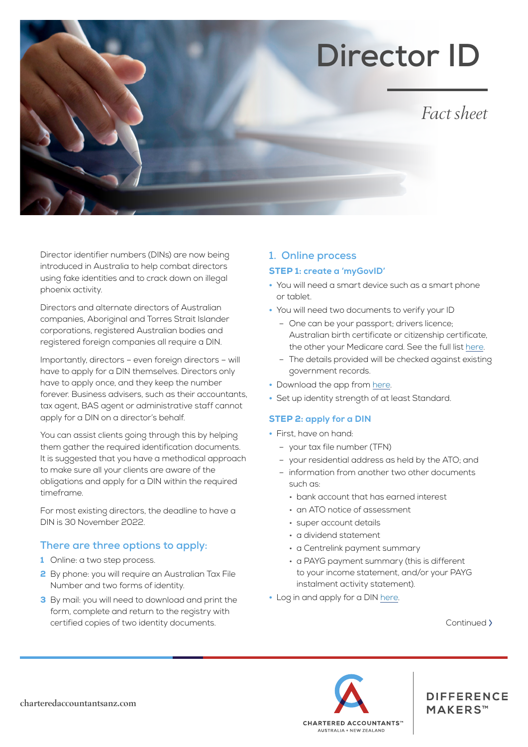# Director ID

*Fact sheet*

Director identifier numbers (DINs) are now being introduced in Australia to help combat directors using fake identities and to crack down on illegal phoenix activity.

Directors and alternate directors of Australian companies, Aboriginal and Torres Strait Islander corporations, registered Australian bodies and registered foreign companies all require a DIN.

Importantly, directors – even foreign directors – will have to apply for a DIN themselves. Directors only have to apply once, and they keep the number forever. Business advisers, such as their accountants, tax agent, BAS agent or administrative staff cannot apply for a DIN on a director's behalf.

You can assist clients going through this by helping them gather the required identification documents. It is suggested that you have a methodical approach to make sure all your clients are aware of the obligations and apply for a DIN within the required timeframe.

For most existing directors, the deadline to have a DIN is 30 November 2022.

## There are three options to apply:

1. Online: a two step process.
2. By phone: you will require an Australian Tax File Number and two forms of identity.
3. By mail: you will need to download and print the form, complete and return to the registry with certified copies of two identity documents.

## 1. Online process

### STEP 1: create a 'myGovID'

- You will need a smart device such as a smart phone or tablet.
- You will need two documents to verify your ID
  - One can be your passport; drivers licence; Australian birth certificate or citizenship certificate, the other your Medicare card. See the full list here.
  - The details provided will be checked against existing government records.
- Download the app from here.
- Set up identity strength of at least Standard.

### STEP 2: apply for a DIN

- First, have on hand:
  - your tax file number (TFN)
  - your residential address as held by the ATO; and
  - information from another two other documents such as:
    - bank account that has earned interest
    - an ATO notice of assessment
    - super account details
    - a dividend statement
    - a Centrelink payment summary
    - a PAYG payment summary (this is different to your income statement, and/or your PAYG instalment activity statement).
- Log in and apply for a DIN here.

Continued ›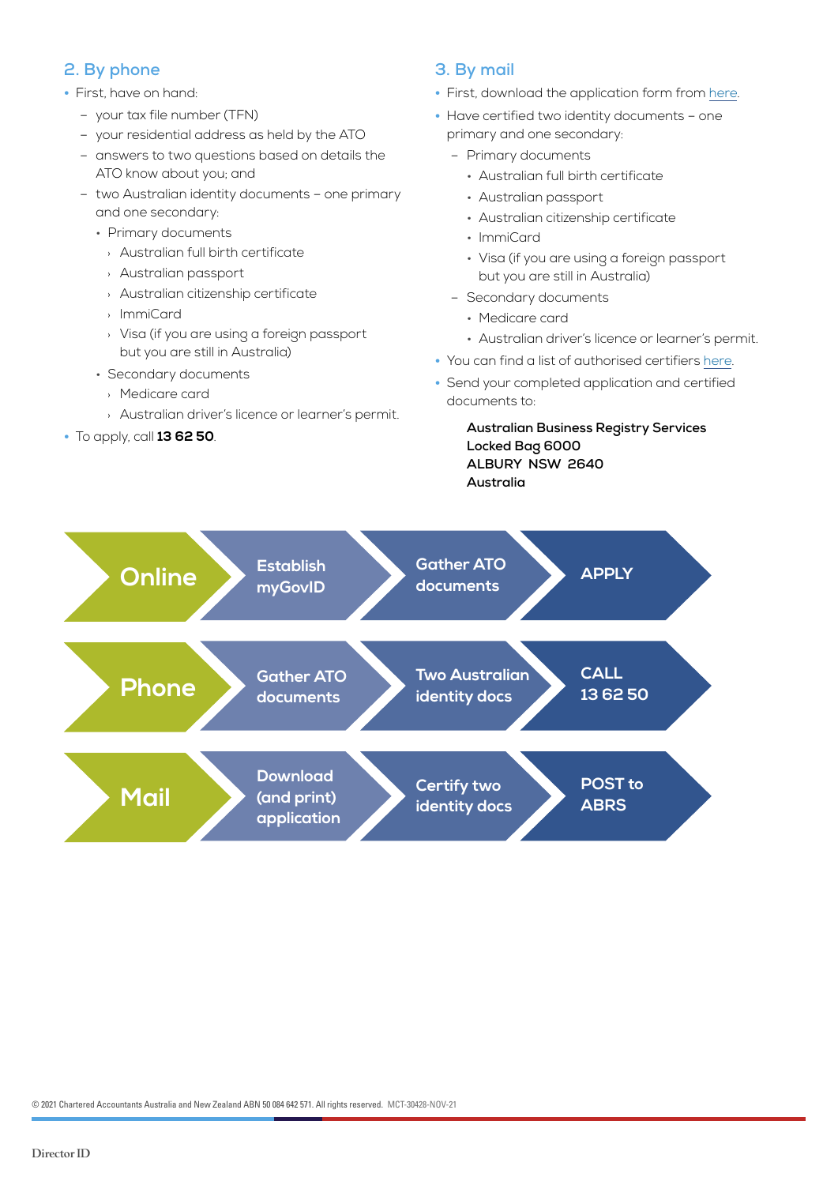## 2. By phone

- First, have on hand:
  - your tax file number (TFN)
  - your residential address as held by the ATO
  - answers to two questions based on details the ATO know about you; and
  - two Australian identity documents – one primary and one secondary:
    - Primary documents
      - Australian full birth certificate
      - Australian passport
      - Australian citizenship certificate
      - ImmiCard
      - Visa (if you are using a foreign passport but you are still in Australia)
    - Secondary documents
      - Medicare card
      - Australian driver's licence or learner's permit.
- To apply, call **13 62 50**.

## 3. By mail

- First, download the application form from here.
- Have certified two identity documents – one primary and one secondary:
  - Primary documents
    - Australian full birth certificate
    - Australian passport
    - Australian citizenship certificate
    - ImmiCard
    - Visa (if you are using a foreign passport but you are still in Australia)
  - Secondary documents
    - Medicare card
    - Australian driver's licence or learner's permit.
- You can find a list of authorised certifiers here.
- Send your completed application and certified documents to:

  **Australian Business Registry Services**
  **Locked Bag 6000**
  **ALBURY NSW 2640**
  **Australia**

Online
Establish myGovID
Gather ATO documents
APPLY

Phone
Gather ATO documents
Two Australian identity docs
CALL 13 62 50

Mail
Download (and print) application
Certify two identity docs
POST to ABRS

© 2021 Chartered Accountants Australia and New Zealand ABN 50 084 642 571. All rights reserved. MCT-30428-NOV-21